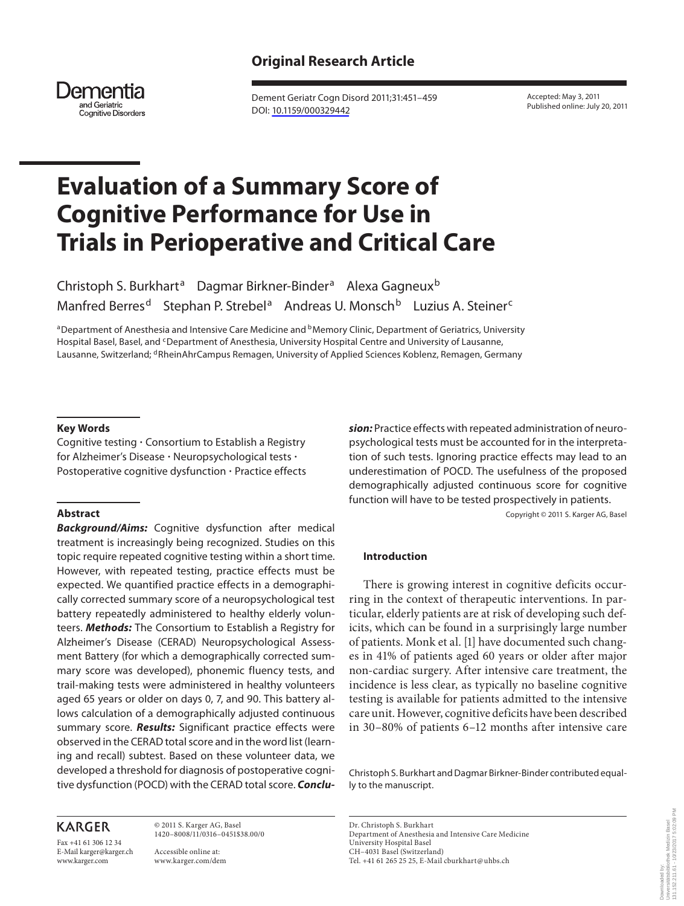Original Research Article

# Evaluation of a Summary Score of Cognitive Performance for Use in Trials in Perioperative and Critical Care

Christoph S. Burkhart[a] Dagmar Birkner-Binder[a] Alexa Gagneux[b] Manfred Berres[d] Stephan P. Strebel[a] Andreas U. Monsch[b] Luzius A. Steiner[c]

[a]Department of Anesthesia and Intensive Care Medicine and [b]Memory Clinic, Department of Geriatrics, University Hospital Basel, Basel, and [c]Department of Anesthesia, University Hospital Centre and University of Lausanne, Lausanne, Switzerland; [d]RheinAhrCampus Remagen, University of Applied Sciences Koblenz, Remagen, Germany

Accepted: May 3, 2011
Published online: July 20, 2011

DOI: 10.1159/000329442

### Key Words

Cognitive testing · Consortium to Establish a Registry for Alzheimer's Disease · Neuropsychological tests · Postoperative cognitive dysfunction · Practice effects

### Abstract

***Background/Aims:*** Cognitive dysfunction after medical treatment is increasingly being recognized. Studies on this topic require repeated cognitive testing within a short time. However, with repeated testing, practice effects must be expected. We quantified practice effects in a demographically corrected summary score of a neuropsychological test battery repeatedly administered to healthy elderly volunteers. ***Methods:*** The Consortium to Establish a Registry for Alzheimer's Disease (CERAD) Neuropsychological Assessment Battery (for which a demographically corrected summary score was developed), phonemic fluency tests, and trail-making tests were administered in healthy volunteers aged 65 years or older on days 0, 7, and 90. This battery allows calculation of a demographically adjusted continuous summary score. ***Results:*** Significant practice effects were observed in the CERAD total score and in the word list (learning and recall) subtest. Based on these volunteer data, we developed a threshold for diagnosis of postoperative cognitive dysfunction (POCD) with the CERAD total score. ***Conclusion:*** Practice effects with repeated administration of neuropsychological tests must be accounted for in the interpretation of such tests. Ignoring practice effects may lead to an underestimation of POCD. The usefulness of the proposed demographically adjusted continuous score for cognitive function will have to be tested prospectively in patients.

Copyright © 2011 S. Karger AG, Basel

### Introduction

There is growing interest in cognitive deficits occurring in the context of therapeutic interventions. In particular, elderly patients are at risk of developing such deficits, which can be found in a surprisingly large number of patients. Monk et al. [1] have documented such changes in 41% of patients aged 60 years or older after major non-cardiac surgery. After intensive care treatment, the incidence is less clear, as typically no baseline cognitive testing is available for patients admitted to the intensive care unit. However, cognitive deficits have been described in 30–80% of patients 6–12 months after intensive care

Christoph S. Burkhart and Dagmar Birkner-Binder contributed equally to the manuscript.

KARGER
Fax +41 61 306 12 34
E-Mail karger@karger.ch
www.karger.com

© 2011 S. Karger AG, Basel
1420–8008/11/0316–0451$38.00/0

Accessible online at:
www.karger.com/dem

Dr. Christoph S. Burkhart
Department of Anesthesia and Intensive Care Medicine
University Hospital Basel
CH–4031 Basel (Switzerland)
Tel. +41 61 265 25 25, E-Mail cburkhart@uhbs.ch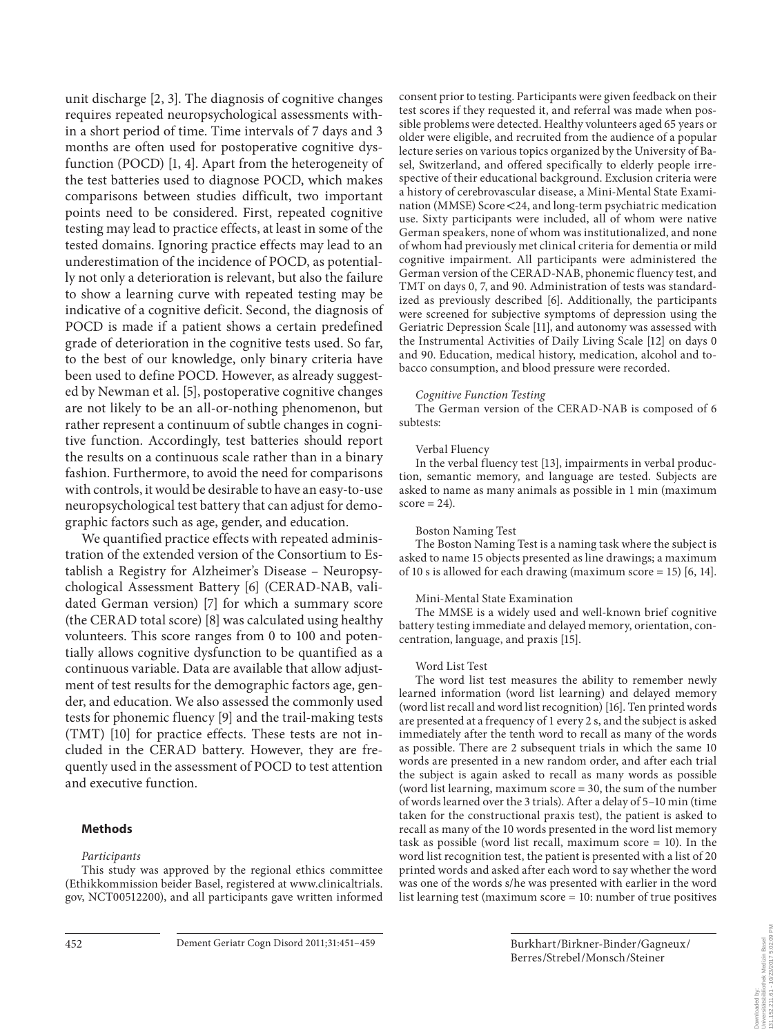unit discharge [2, 3]. The diagnosis of cognitive changes requires repeated neuropsychological assessments within a short period of time. Time intervals of 7 days and 3 months are often used for postoperative cognitive dysfunction (POCD) [1, 4]. Apart from the heterogeneity of the test batteries used to diagnose POCD, which makes comparisons between studies difficult, two important points need to be considered. First, repeated cognitive testing may lead to practice effects, at least in some of the tested domains. Ignoring practice effects may lead to an underestimation of the incidence of POCD, as potentially not only a deterioration is relevant, but also the failure to show a learning curve with repeated testing may be indicative of a cognitive deficit. Second, the diagnosis of POCD is made if a patient shows a certain predefined grade of deterioration in the cognitive tests used. So far, to the best of our knowledge, only binary criteria have been used to define POCD. However, as already suggested by Newman et al. [5], postoperative cognitive changes are not likely to be an all-or-nothing phenomenon, but rather represent a continuum of subtle changes in cognitive function. Accordingly, test batteries should report the results on a continuous scale rather than in a binary fashion. Furthermore, to avoid the need for comparisons with controls, it would be desirable to have an easy-to-use neuropsychological test battery that can adjust for demographic factors such as age, gender, and education.

We quantified practice effects with repeated administration of the extended version of the Consortium to Establish a Registry for Alzheimer's Disease – Neuropsychological Assessment Battery [6] (CERAD-NAB, validated German version) [7] for which a summary score (the CERAD total score) [8] was calculated using healthy volunteers. This score ranges from 0 to 100 and potentially allows cognitive dysfunction to be quantified as a continuous variable. Data are available that allow adjustment of test results for the demographic factors age, gender, and education. We also assessed the commonly used tests for phonemic fluency [9] and the trail-making tests (TMT) [10] for practice effects. These tests are not included in the CERAD battery. However, they are frequently used in the assessment of POCD to test attention and executive function.

## Methods

*Participants*

This study was approved by the regional ethics committee (Ethikkommission beider Basel, registered at www.clinicaltrials.gov, NCT00512200), and all participants gave written informed consent prior to testing. Participants were given feedback on their test scores if they requested it, and referral was made when possible problems were detected. Healthy volunteers aged 65 years or older were eligible, and recruited from the audience of a popular lecture series on various topics organized by the University of Basel, Switzerland, and offered specifically to elderly people irrespective of their educational background. Exclusion criteria were a history of cerebrovascular disease, a Mini-Mental State Examination (MMSE) Score <24, and long-term psychiatric medication use. Sixty participants were included, all of whom were native German speakers, none of whom was institutionalized, and none of whom had previously met clinical criteria for dementia or mild cognitive impairment. All participants were administered the German version of the CERAD-NAB, phonemic fluency test, and TMT on days 0, 7, and 90. Administration of tests was standardized as previously described [6]. Additionally, the participants were screened for subjective symptoms of depression using the Geriatric Depression Scale [11], and autonomy was assessed with the Instrumental Activities of Daily Living Scale [12] on days 0 and 90. Education, medical history, medication, alcohol and tobacco consumption, and blood pressure were recorded.

*Cognitive Function Testing*

The German version of the CERAD-NAB is composed of 6 subtests:

Verbal Fluency

In the verbal fluency test [13], impairments in verbal production, semantic memory, and language are tested. Subjects are asked to name as many animals as possible in 1 min (maximum score = 24).

Boston Naming Test

The Boston Naming Test is a naming task where the subject is asked to name 15 objects presented as line drawings; a maximum of 10 s is allowed for each drawing (maximum score = 15) [6, 14].

Mini-Mental State Examination

The MMSE is a widely used and well-known brief cognitive battery testing immediate and delayed memory, orientation, concentration, language, and praxis [15].

Word List Test

The word list test measures the ability to remember newly learned information (word list learning) and delayed memory (word list recall and word list recognition) [16]. Ten printed words are presented at a frequency of 1 every 2 s, and the subject is asked immediately after the tenth word to recall as many of the words as possible. There are 2 subsequent trials in which the same 10 words are presented in a new random order, and after each trial the subject is again asked to recall as many words as possible (word list learning, maximum score = 30, the sum of the number of words learned over the 3 trials). After a delay of 5–10 min (time taken for the constructional praxis test), the patient is asked to recall as many of the 10 words presented in the word list memory task as possible (word list recall, maximum score = 10). In the word list recognition test, the patient is presented with a list of 20 printed words and asked after each word to say whether the word was one of the words s/he was presented with earlier in the word list learning test (maximum score = 10: number of true positives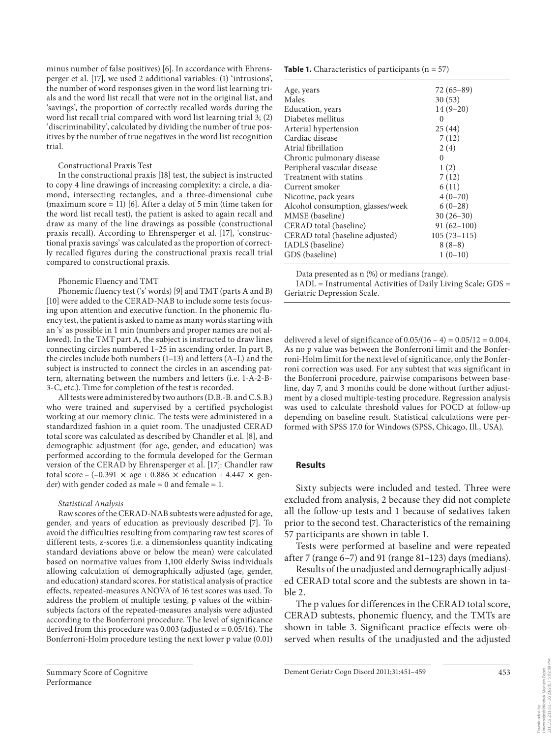minus number of false positives) [6]. In accordance with Ehrensperger et al. [17], we used 2 additional variables: (1) 'intrusions', the number of word responses given in the word list learning trials and the word list recall that were not in the original list, and 'savings', the proportion of correctly recalled words during the word list recall trial compared with word list learning trial 3; (2) 'discriminability', calculated by dividing the number of true positives by the number of true negatives in the word list recognition trial.

Constructional Praxis Test

In the constructional praxis [18] test, the subject is instructed to copy 4 line drawings of increasing complexity: a circle, a diamond, intersecting rectangles, and a three-dimensional cube (maximum score = 11) [6]. After a delay of 5 min (time taken for the word list recall test), the patient is asked to again recall and draw as many of the line drawings as possible (constructional praxis recall). According to Ehrensperger et al. [17], 'constructional praxis savings' was calculated as the proportion of correctly recalled figures during the constructional praxis recall trial compared to constructional praxis.

Phonemic Fluency and TMT

Phonemic fluency test ('s' words) [9] and TMT (parts A and B) [10] were added to the CERAD-NAB to include some tests focusing upon attention and executive function. In the phonemic fluency test, the patient is asked to name as many words starting with an 's' as possible in 1 min (numbers and proper names are not allowed). In the TMT part A, the subject is instructed to draw lines connecting circles numbered 1–25 in ascending order. In part B, the circles include both numbers (1–13) and letters (A–L) and the subject is instructed to connect the circles in an ascending pattern, alternating between the numbers and letters (i.e. 1-A-2-B-3-C, etc.). Time for completion of the test is recorded.

All tests were administered by two authors (D.B.-B. and C.S.B.) who were trained and supervised by a certified psychologist working at our memory clinic. The tests were administered in a standardized fashion in a quiet room. The unadjusted CERAD total score was calculated as described by Chandler et al. [8], and demographic adjustment (for age, gender, and education) was performed according to the formula developed for the German version of the CERAD by Ehrensperger et al. [17]: Chandler raw total score – (–0.391 × age + 0.886 × education + 4.447 × gender) with gender coded as male = 0 and female = 1.

*Statistical Analysis*

Raw scores of the CERAD-NAB subtests were adjusted for age, gender, and years of education as previously described [7]. To avoid the difficulties resulting from comparing raw test scores of different tests, z-scores (i.e. a dimensionless quantity indicating standard deviations above or below the mean) were calculated based on normative values from 1,100 elderly Swiss individuals allowing calculation of demographically adjusted (age, gender, and education) standard scores. For statistical analysis of practice effects, repeated-measures ANOVA of 16 test scores was used. To address the problem of multiple testing, p values of the within-subjects factors of the repeated-measures analysis were adjusted according to the Bonferroni procedure. The level of significance derived from this procedure was 0.003 (adjusted $\alpha = 0.05/16$). The Bonferroni-Holm procedure testing the next lower p value (0.01) delivered a level of significance of $0.05/(16 - 4) = 0.05/12 = 0.004$. As no p value was between the Bonferroni limit and the Bonferroni-Holm limit for the next level of significance, only the Bonferroni correction was used. For any subtest that was significant in the Bonferroni procedure, pairwise comparisons between baseline, day 7, and 3 months could be done without further adjustment by a closed multiple-testing procedure. Regression analysis was used to calculate threshold values for POCD at follow-up depending on baseline result. Statistical calculations were performed with SPSS 17.0 for Windows (SPSS, Chicago, Ill., USA).

**Table 1.** Characteristics of participants (n = 57)

| | |
|---|---|
| Age, years | 72 (65–89) |
| Males | 30 (53) |
| Education, years | 14 (9–20) |
| Diabetes mellitus | 0 |
| Arterial hypertension | 25 (44) |
| Cardiac disease | 7 (12) |
| Atrial fibrillation | 2 (4) |
| Chronic pulmonary disease | 0 |
| Peripheral vascular disease | 1 (2) |
| Treatment with statins | 7 (12) |
| Current smoker | 6 (11) |
| Nicotine, pack years | 4 (0–70) |
| Alcohol consumption, glasses/week | 6 (0–28) |
| MMSE (baseline) | 30 (26–30) |
| CERAD total (baseline) | 91 (62–100) |
| CERAD total (baseline adjusted) | 105 (73–115) |
| IADLS (baseline) | 8 (8–8) |
| GDS (baseline) | 1 (0–10) |

Data presented as n (%) or medians (range).

IADL = Instrumental Activities of Daily Living Scale; GDS = Geriatric Depression Scale.

## Results

Sixty subjects were included and tested. Three were excluded from analysis, 2 because they did not complete all the follow-up tests and 1 because of sedatives taken prior to the second test. Characteristics of the remaining 57 participants are shown in table 1.

Tests were performed at baseline and were repeated after 7 (range 6–7) and 91 (range 81–123) days (medians).

Results of the unadjusted and demographically adjusted CERAD total score and the subtests are shown in table 2.

The p values for differences in the CERAD total score, CERAD subtests, phonemic fluency, and the TMTs are shown in table 3. Significant practice effects were observed when results of the unadjusted and the adjusted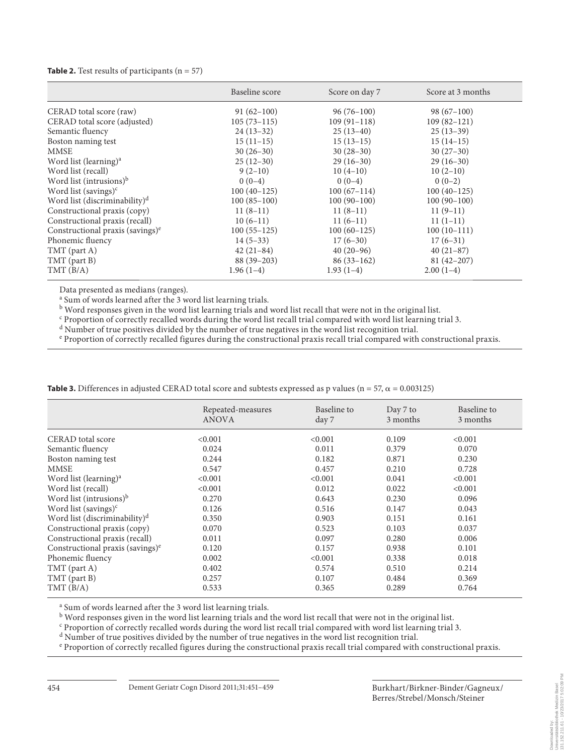**Table 2.** Test results of participants (n = 57)

| | Baseline score | Score on day 7 | Score at 3 months |
|---|---|---|---|
| CERAD total score (raw) | 91 (62–100) | 96 (76–100) | 98 (67–100) |
| CERAD total score (adjusted) | 105 (73–115) | 109 (91–118) | 109 (82–121) |
| Semantic fluency | 24 (13–32) | 25 (13–40) | 25 (13–39) |
| Boston naming test | 15 (11–15) | 15 (13–15) | 15 (14–15) |
| MMSE | 30 (26–30) | 30 (28–30) | 30 (27–30) |
| Word list (learning)[a] | 25 (12–30) | 29 (16–30) | 29 (16–30) |
| Word list (recall) | 9 (2–10) | 10 (4–10) | 10 (2–10) |
| Word list (intrusions)[b] | 0 (0–4) | 0 (0–4) | 0 (0–2) |
| Word list (savings)[c] | 100 (40–125) | 100 (67–114) | 100 (40–125) |
| Word list (discriminability)[d] | 100 (85–100) | 100 (90–100) | 100 (90–100) |
| Constructional praxis (copy) | 11 (8–11) | 11 (8–11) | 11 (9–11) |
| Constructional praxis (recall) | 10 (6–11) | 11 (6–11) | 11 (1–11) |
| Constructional praxis (savings)[e] | 100 (55–125) | 100 (60–125) | 100 (10–111) |
| Phonemic fluency | 14 (5–33) | 17 (6–30) | 17 (6–31) |
| TMT (part A) | 42 (21–84) | 40 (20–96) | 40 (21–87) |
| TMT (part B) | 88 (39–203) | 86 (33–162) | 81 (42–207) |
| TMT (B/A) | 1.96 (1–4) | 1.93 (1–4) | 2.00 (1–4) |

Data presented as medians (ranges).

[a] Sum of words learned after the 3 word list learning trials.

[b] Word responses given in the word list learning trials and word list recall that were not in the original list.

[c] Proportion of correctly recalled words during the word list recall trial compared with word list learning trial 3.

[d] Number of true positives divided by the number of true negatives in the word list recognition trial.

[e] Proportion of correctly recalled figures during the constructional praxis recall trial compared with constructional praxis.

**Table 3.** Differences in adjusted CERAD total score and subtests expressed as p values (n = 57, $\alpha = 0.003125$)

| | Repeated-measures ANOVA | Baseline to day 7 | Day 7 to 3 months | Baseline to 3 months |
|---|---|---|---|---|
| CERAD total score | <0.001 | <0.001 | 0.109 | <0.001 |
| Semantic fluency | 0.024 | 0.011 | 0.379 | 0.070 |
| Boston naming test | 0.244 | 0.182 | 0.871 | 0.230 |
| MMSE | 0.547 | 0.457 | 0.210 | 0.728 |
| Word list (learning)[a] | <0.001 | <0.001 | 0.041 | <0.001 |
| Word list (recall) | <0.001 | 0.012 | 0.022 | <0.001 |
| Word list (intrusions)[b] | 0.270 | 0.643 | 0.230 | 0.096 |
| Word list (savings)[c] | 0.126 | 0.516 | 0.147 | 0.043 |
| Word list (discriminability)[d] | 0.350 | 0.903 | 0.151 | 0.161 |
| Constructional praxis (copy) | 0.070 | 0.523 | 0.103 | 0.037 |
| Constructional praxis (recall) | 0.011 | 0.097 | 0.280 | 0.006 |
| Constructional praxis (savings)[e] | 0.120 | 0.157 | 0.938 | 0.101 |
| Phonemic fluency | 0.002 | <0.001 | 0.338 | 0.018 |
| TMT (part A) | 0.402 | 0.574 | 0.510 | 0.214 |
| TMT (part B) | 0.257 | 0.107 | 0.484 | 0.369 |
| TMT (B/A) | 0.533 | 0.365 | 0.289 | 0.764 |

[a] Sum of words learned after the 3 word list learning trials.

[b] Word responses given in the word list learning trials and the word list recall that were not in the original list.

[c] Proportion of correctly recalled words during the word list recall trial compared with word list learning trial 3.

[d] Number of true positives divided by the number of true negatives in the word list recognition trial.

[e] Proportion of correctly recalled figures during the constructional praxis recall trial compared with constructional praxis.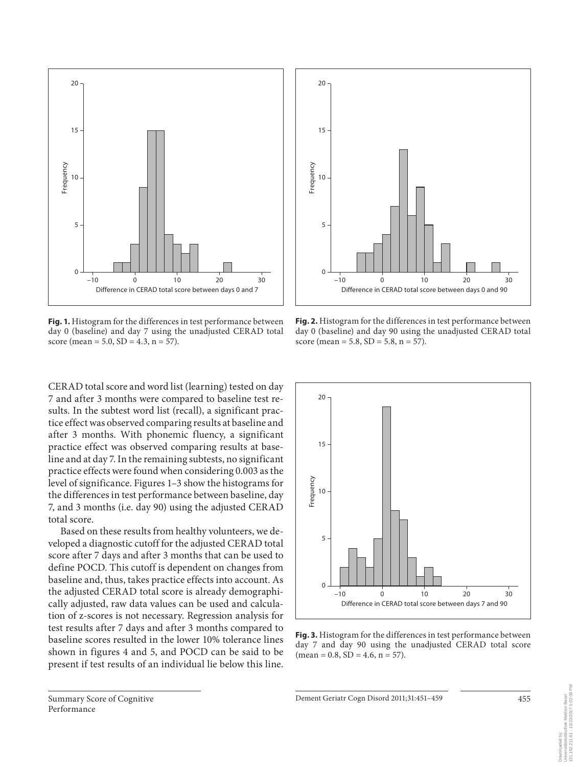Fig. 1. Histogram for the differences in test performance between day 0 (baseline) and day 7 using the unadjusted CERAD total score (mean = 5.0, SD = 4.3, n = 57).

Fig. 2. Histogram for the differences in test performance between day 0 (baseline) and day 90 using the unadjusted CERAD total score (mean = 5.8, SD = 5.8, n = 57).

CERAD total score and word list (learning) tested on day 7 and after 3 months were compared to baseline test results. In the subtest word list (recall), a significant practice effect was observed comparing results at baseline and after 3 months. With phonemic fluency, a significant practice effect was observed comparing results at baseline and at day 7. In the remaining subtests, no significant practice effects were found when considering 0.003 as the level of significance. Figures 1–3 show the histograms for the differences in test performance between baseline, day 7, and 3 months (i.e. day 90) using the adjusted CERAD total score.

Based on these results from healthy volunteers, we developed a diagnostic cutoff for the adjusted CERAD total score after 7 days and after 3 months that can be used to define POCD. This cutoff is dependent on changes from baseline and, thus, takes practice effects into account. As the adjusted CERAD total score is already demographically adjusted, raw data values can be used and calculation of z-scores is not necessary. Regression analysis for test results after 7 days and after 3 months compared to baseline scores resulted in the lower 10% tolerance lines shown in figures 4 and 5, and POCD can be said to be present if test results of an individual lie below this line.

Fig. 3. Histogram for the differences in test performance between day 7 and day 90 using the unadjusted CERAD total score (mean = 0.8, SD = 4.6, n = 57).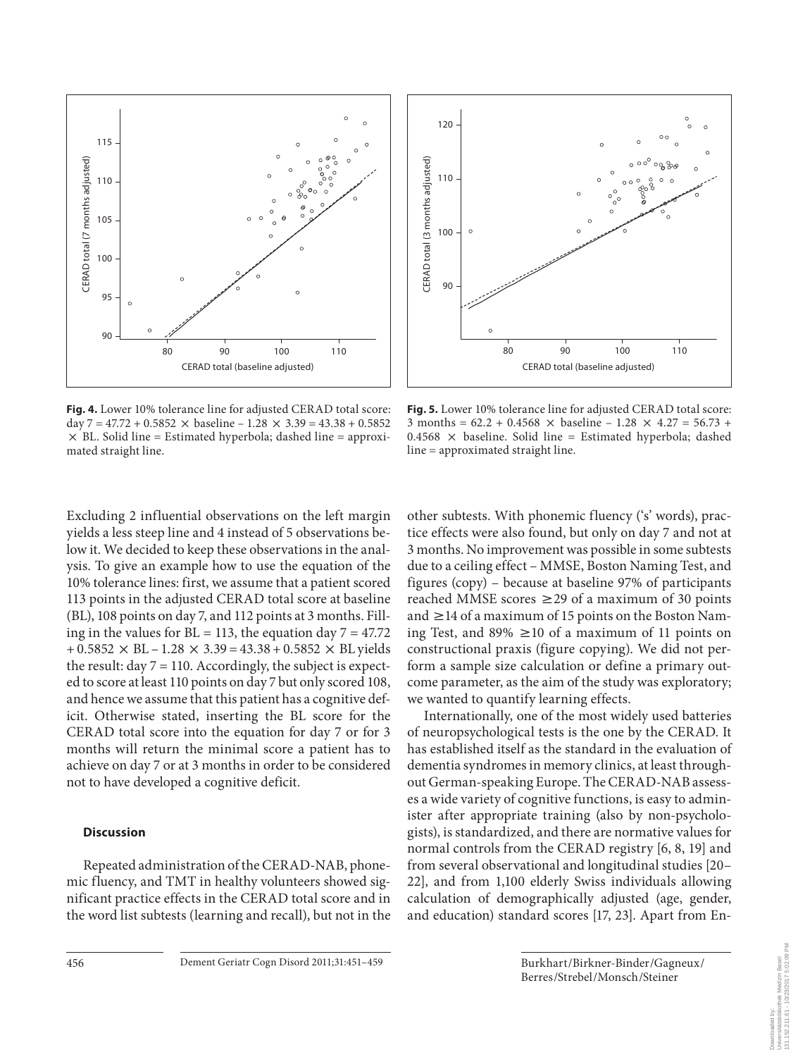**Fig. 4.** Lower 10% tolerance line for adjusted CERAD total score: day 7 = 47.72 + 0.5852 × baseline – 1.28 × 3.39 = 43.38 + 0.5852 × BL. Solid line = Estimated hyperbola; dashed line = approximated straight line.

**Fig. 5.** Lower 10% tolerance line for adjusted CERAD total score: 3 months = 62.2 + 0.4568 × baseline – 1.28 × 4.27 = 56.73 + 0.4568 × baseline. Solid line = Estimated hyperbola; dashed line = approximated straight line.

Excluding 2 influential observations on the left margin yields a less steep line and 4 instead of 5 observations below it. We decided to keep these observations in the analysis. To give an example how to use the equation of the 10% tolerance lines: first, we assume that a patient scored 113 points in the adjusted CERAD total score at baseline (BL), 108 points on day 7, and 112 points at 3 months. Filling in the values for BL = 113, the equation day 7 = 47.72 + 0.5852 × BL – 1.28 × 3.39 = 43.38 + 0.5852 × BL yields the result: day 7 = 110. Accordingly, the subject is expected to score at least 110 points on day 7 but only scored 108, and hence we assume that this patient has a cognitive deficit. Otherwise stated, inserting the BL score for the CERAD total score into the equation for day 7 or for 3 months will return the minimal score a patient has to achieve on day 7 or at 3 months in order to be considered not to have developed a cognitive deficit.

## Discussion

Repeated administration of the CERAD-NAB, phonemic fluency, and TMT in healthy volunteers showed significant practice effects in the CERAD total score and in the word list subtests (learning and recall), but not in the other subtests. With phonemic fluency ('s' words), practice effects were also found, but only on day 7 and not at 3 months. No improvement was possible in some subtests due to a ceiling effect – MMSE, Boston Naming Test, and figures (copy) – because at baseline 97% of participants reached MMSE scores $\geq$29 of a maximum of 30 points and $\geq$14 of a maximum of 15 points on the Boston Naming Test, and 89% $\geq$10 of a maximum of 11 points on constructional praxis (figure copying). We did not perform a sample size calculation or define a primary outcome parameter, as the aim of the study was exploratory; we wanted to quantify learning effects.

Internationally, one of the most widely used batteries of neuropsychological tests is the one by the CERAD. It has established itself as the standard in the evaluation of dementia syndromes in memory clinics, at least throughout German-speaking Europe. The CERAD-NAB assesses a wide variety of cognitive functions, is easy to administer after appropriate training (also by non-psychologists), is standardized, and there are normative values for normal controls from the CERAD registry [6, 8, 19] and from several observational and longitudinal studies [20–22], and from 1,100 elderly Swiss individuals allowing calculation of demographically adjusted (age, gender, and education) standard scores [17, 23]. Apart from En-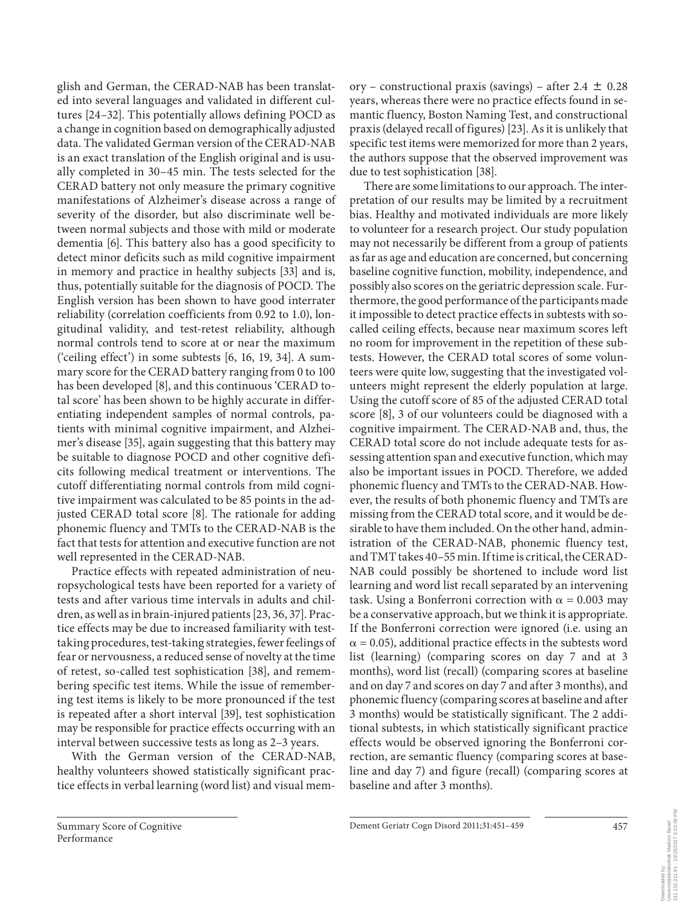glish and German, the CERAD-NAB has been translated into several languages and validated in different cultures [24–32]. This potentially allows defining POCD as a change in cognition based on demographically adjusted data. The validated German version of the CERAD-NAB is an exact translation of the English original and is usually completed in 30–45 min. The tests selected for the CERAD battery not only measure the primary cognitive manifestations of Alzheimer's disease across a range of severity of the disorder, but also discriminate well between normal subjects and those with mild or moderate dementia [6]. This battery also has a good specificity to detect minor deficits such as mild cognitive impairment in memory and practice in healthy subjects [33] and is, thus, potentially suitable for the diagnosis of POCD. The English version has been shown to have good interrater reliability (correlation coefficients from 0.92 to 1.0), longitudinal validity, and test-retest reliability, although normal controls tend to score at or near the maximum ('ceiling effect') in some subtests [6, 16, 19, 34]. A summary score for the CERAD battery ranging from 0 to 100 has been developed [8], and this continuous 'CERAD total score' has been shown to be highly accurate in differentiating independent samples of normal controls, patients with minimal cognitive impairment, and Alzheimer's disease [35], again suggesting that this battery may be suitable to diagnose POCD and other cognitive deficits following medical treatment or interventions. The cutoff differentiating normal controls from mild cognitive impairment was calculated to be 85 points in the adjusted CERAD total score [8]. The rationale for adding phonemic fluency and TMTs to the CERAD-NAB is the fact that tests for attention and executive function are not well represented in the CERAD-NAB.

Practice effects with repeated administration of neuropsychological tests have been reported for a variety of tests and after various time intervals in adults and children, as well as in brain-injured patients [23, 36, 37]. Practice effects may be due to increased familiarity with test-taking procedures, test-taking strategies, fewer feelings of fear or nervousness, a reduced sense of novelty at the time of retest, so-called test sophistication [38], and remembering specific test items. While the issue of remembering test items is likely to be more pronounced if the test is repeated after a short interval [39], test sophistication may be responsible for practice effects occurring with an interval between successive tests as long as 2–3 years.

With the German version of the CERAD-NAB, healthy volunteers showed statistically significant practice effects in verbal learning (word list) and visual memory – constructional praxis (savings) – after $2.4 \pm 0.28$ years, whereas there were no practice effects found in semantic fluency, Boston Naming Test, and constructional praxis (delayed recall of figures) [23]. As it is unlikely that specific test items were memorized for more than 2 years, the authors suppose that the observed improvement was due to test sophistication [38].

There are some limitations to our approach. The interpretation of our results may be limited by a recruitment bias. Healthy and motivated individuals are more likely to volunteer for a research project. Our study population may not necessarily be different from a group of patients as far as age and education are concerned, but concerning baseline cognitive function, mobility, independence, and possibly also scores on the geriatric depression scale. Furthermore, the good performance of the participants made it impossible to detect practice effects in subtests with so-called ceiling effects, because near maximum scores left no room for improvement in the repetition of these subtests. However, the CERAD total scores of some volunteers were quite low, suggesting that the investigated volunteers might represent the elderly population at large. Using the cutoff score of 85 of the adjusted CERAD total score [8], 3 of our volunteers could be diagnosed with a cognitive impairment. The CERAD-NAB and, thus, the CERAD total score do not include adequate tests for assessing attention span and executive function, which may also be important issues in POCD. Therefore, we added phonemic fluency and TMTs to the CERAD-NAB. However, the results of both phonemic fluency and TMTs are missing from the CERAD total score, and it would be desirable to have them included. On the other hand, administration of the CERAD-NAB, phonemic fluency test, and TMT takes 40–55 min. If time is critical, the CERAD-NAB could possibly be shortened to include word list learning and word list recall separated by an intervening task. Using a Bonferroni correction with $\alpha = 0.003$ may be a conservative approach, but we think it is appropriate. If the Bonferroni correction were ignored (i.e. using an $\alpha = 0.05$), additional practice effects in the subtests word list (learning) (comparing scores on day 7 and at 3 months), word list (recall) (comparing scores at baseline and on day 7 and scores on day 7 and after 3 months), and phonemic fluency (comparing scores at baseline and after 3 months) would be statistically significant. The 2 additional subtests, in which statistically significant practice effects would be observed ignoring the Bonferroni correction, are semantic fluency (comparing scores at baseline and day 7) and figure (recall) (comparing scores at baseline and after 3 months).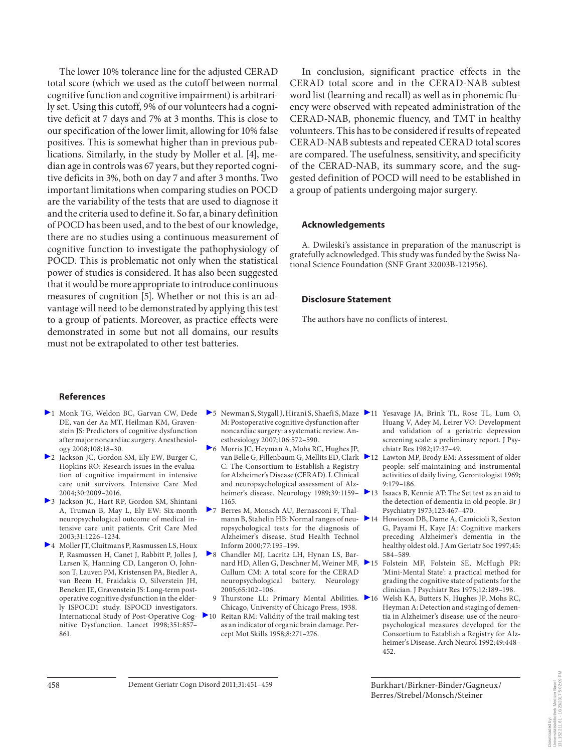The lower 10% tolerance line for the adjusted CERAD total score (which we used as the cutoff between normal cognitive function and cognitive impairment) is arbitrarily set. Using this cutoff, 9% of our volunteers had a cognitive deficit at 7 days and 7% at 3 months. This is close to our specification of the lower limit, allowing for 10% false positives. This is somewhat higher than in previous publications. Similarly, in the study by Moller et al. [4], median age in controls was 67 years, but they reported cognitive deficits in 3%, both on day 7 and after 3 months. Two important limitations when comparing studies on POCD are the variability of the tests that are used to diagnose it and the criteria used to define it. So far, a binary definition of POCD has been used, and to the best of our knowledge, there are no studies using a continuous measurement of cognitive function to investigate the pathophysiology of POCD. This is problematic not only when the statistical power of studies is considered. It has also been suggested that it would be more appropriate to introduce continuous measures of cognition [5]. Whether or not this is an advantage will need to be demonstrated by applying this test to a group of patients. Moreover, as practice effects were demonstrated in some but not all domains, our results must not be extrapolated to other test batteries.

In conclusion, significant practice effects in the CERAD total score and in the CERAD-NAB subtest word list (learning and recall) as well as in phonemic fluency were observed with repeated administration of the CERAD-NAB, phonemic fluency, and TMT in healthy volunteers. This has to be considered if results of repeated CERAD-NAB subtests and repeated CERAD total scores are compared. The usefulness, sensitivity, and specificity of the CERAD-NAB, its summary score, and the suggested definition of POCD will need to be established in a group of patients undergoing major surgery.

## Acknowledgements

A. Dwileski's assistance in preparation of the manuscript is gratefully acknowledged. This study was funded by the Swiss National Science Foundation (SNF Grant 32003B-121956).

## Disclosure Statement

The authors have no conflicts of interest.

## References

1. Monk TG, Weldon BC, Garvan CW, Dede DE, van der Aa MT, Heilman KM, Gravenstein JS: Predictors of cognitive dysfunction after major noncardiac surgery. Anesthesiology 2008;108:18–30.
2. Jackson JC, Gordon SM, Ely EW, Burger C, Hopkins RO: Research issues in the evaluation of cognitive impairment in intensive care unit survivors. Intensive Care Med 2004;30:2009–2016.
3. Jackson JC, Hart RP, Gordon SM, Shintani A, Truman B, May L, Ely EW: Six-month neuropsychological outcome of medical intensive care unit patients. Crit Care Med 2003;31:1226–1234.
4. Moller JT, Cluitmans P, Rasmussen LS, Houx P, Rasmussen H, Canet J, Rabbitt P, Jolles J, Larsen K, Hanning CD, Langeron O, Johnson T, Lauven PM, Kristensen PA, Biedler A, van Beem H, Fraidakis O, Silverstein JH, Beneken JE, Gravenstein JS: Long-term postoperative cognitive dysfunction in the elderly ISPOCD1 study. ISPOCD investigators. International Study of Post-Operative Cognitive Dysfunction. Lancet 1998;351:857–861.
5. Newman S, Stygall J, Hirani S, Shaefi S, Maze M: Postoperative cognitive dysfunction after noncardiac surgery: a systematic review. Anesthesiology 2007;106:572–590.
6. Morris JC, Heyman A, Mohs RC, Hughes JP, van Belle G, Fillenbaum G, Mellits ED, Clark C: The Consortium to Establish a Registry for Alzheimer's Disease (CERAD). I. Clinical and neuropsychological assessment of Alzheimer's disease. Neurology 1989;39:1159–1165.
7. Berres M, Monsch AU, Bernasconi F, Thalmann B, Stahelin HB: Normal ranges of neuropsychological tests for the diagnosis of Alzheimer's disease. Stud Health Technol Inform 2000;77:195–199.
8. Chandler MJ, Lacritz LH, Hynan LS, Barnard HD, Allen G, Deschner M, Weiner MF, Cullum CM: A total score for the CERAD neuropsychological battery. Neurology 2005;65:102–106.
9. Thurstone LL: Primary Mental Abilities. Chicago, University of Chicago Press, 1938.
10. Reitan RM: Validity of the trail making test as an indicator of organic brain damage. Percept Mot Skills 1958;8:271–276.
11. Yesavage JA, Brink TL, Rose TL, Lum O, Huang V, Adey M, Leirer VO: Development and validation of a geriatric depression screening scale: a preliminary report. J Psychiatr Res 1982;17:37–49.
12. Lawton MP, Brody EM: Assessment of older people: self-maintaining and instrumental activities of daily living. Gerontologist 1969;9:179–186.
13. Isaacs B, Kennie AT: The Set test as an aid to the detection of dementia in old people. Br J Psychiatry 1973;123:467–470.
14. Howieson DB, Dame A, Camicioli R, Sexton G, Payami H, Kaye JA: Cognitive markers preceding Alzheimer's dementia in the healthy oldest old. J Am Geriatr Soc 1997;45:584–589.
15. Folstein MF, Folstein SE, McHugh PR: 'Mini-Mental State': a practical method for grading the cognitive state of patients for the clinician. J Psychiatr Res 1975;12:189–198.
16. Welsh KA, Butters N, Hughes JP, Mohs RC, Heyman A: Detection and staging of dementia in Alzheimer's disease: use of the neuropsychological measures developed for the Consortium to Establish a Registry for Alzheimer's Disease. Arch Neurol 1992;49:448–452.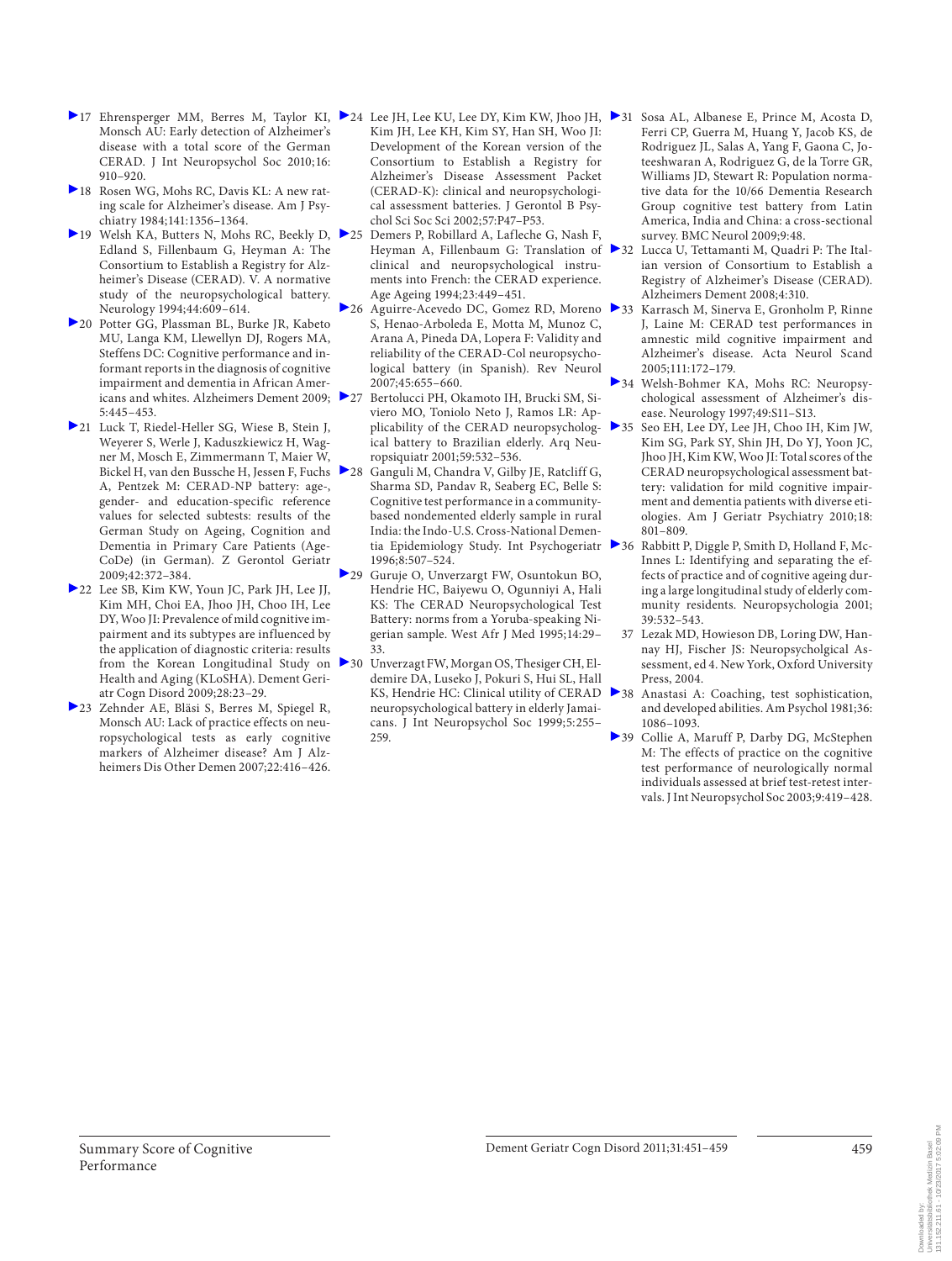17 Ehrensperger MM, Berres M, Taylor KI, Monsch AU: Early detection of Alzheimer's disease with a total score of the German CERAD. J Int Neuropsychol Soc 2010;16: 910–920.

18 Rosen WG, Mohs RC, Davis KL: A new rating scale for Alzheimer's disease. Am J Psychiatry 1984;141:1356–1364.

19 Welsh KA, Butters N, Mohs RC, Beekly D, Edland S, Fillenbaum G, Heyman A: The Consortium to Establish a Registry for Alzheimer's Disease (CERAD). V. A normative study of the neuropsychological battery. Neurology 1994;44:609–614.

20 Potter GG, Plassman BL, Burke JR, Kabeto MU, Langa KM, Llewellyn DJ, Rogers MA, Steffens DC: Cognitive performance and informant reports in the diagnosis of cognitive impairment and dementia in African Americans and whites. Alzheimers Dement 2009; 5:445–453.

21 Luck T, Riedel-Heller SG, Wiese B, Stein J, Weyerer S, Werle J, Kaduszkiewicz H, Wagner M, Mosch E, Zimmermann T, Maier W, Bickel H, van den Bussche H, Jessen F, Fuchs A, Pentzek M: CERAD-NP battery: age-, gender- and education-specific reference values for selected subtests: results of the German Study on Ageing, Cognition and Dementia in Primary Care Patients (AgeCoDe) (in German). Z Gerontol Geriatr 2009;42:372–384.

22 Lee SB, Kim KW, Youn JC, Park JH, Lee JJ, Kim MH, Choi EA, Jhoo JH, Choo IH, Lee DY, Woo JI: Prevalence of mild cognitive impairment and its subtypes are influenced by the application of diagnostic criteria: results from the Korean Longitudinal Study on Health and Aging (KLoSHA). Dement Geriatr Cogn Disord 2009;28:23–29.

23 Zehnder AE, Bläsi S, Berres M, Spiegel R, Monsch AU: Lack of practice effects on neuropsychological tests as early cognitive markers of Alzheimer disease? Am J Alzheimers Dis Other Demen 2007;22:416–426.

24 Lee JH, Lee KU, Lee DY, Kim KW, Jhoo JH, Kim JH, Lee KH, Kim SY, Han SH, Woo JI: Development of the Korean version of the Consortium to Establish a Registry for Alzheimer's Disease Assessment Packet (CERAD-K): clinical and neuropsychological assessment batteries. J Gerontol B Psychol Sci Soc Sci 2002;57:P47–P53.

25 Demers P, Robillard A, Lafleche G, Nash F, Heyman A, Fillenbaum G: Translation of clinical and neuropsychological instruments into French: the CERAD experience. Age Ageing 1994;23:449–451.

26 Aguirre-Acevedo DC, Gomez RD, Moreno S, Henao-Arboleda E, Motta M, Munoz C, Arana A, Pineda DA, Lopera F: Validity and reliability of the CERAD-Col neuropsychological battery (in Spanish). Rev Neurol 2007;45:655–660.

27 Bertolucci PH, Okamoto IH, Brucki SM, Siviero MO, Toniolo Neto J, Ramos LR: Applicability of the CERAD neuropsychological battery to Brazilian elderly. Arq Neuropsiquiatr 2001;59:532–536.

28 Ganguli M, Chandra V, Gilby JE, Ratcliff G, Sharma SD, Pandav R, Seaberg EC, Belle S: Cognitive test performance in a community-based nondemented elderly sample in rural India: the Indo-U.S. Cross-National Dementia Epidemiology Study. Int Psychogeriatr 1996;8:507–524.

29 Guruje O, Unverzargt FW, Osuntokun BO, Hendrie HC, Baiyewu O, Ogunniyi A, Hali KS: The CERAD Neuropsychological Test Battery: norms from a Yoruba-speaking Nigerian sample. West Afr J Med 1995;14:29–33.

30 Unverzagt FW, Morgan OS, Thesiger CH, Eldemire DA, Luseko J, Pokuri S, Hui SL, Hall KS, Hendrie HC: Clinical utility of CERAD neuropsychological battery in elderly Jamaicans. J Int Neuropsychol Soc 1999;5:255–259.

31 Sosa AL, Albanese E, Prince M, Acosta D, Ferri CP, Guerra M, Huang Y, Jacob KS, de Rodriguez JL, Salas A, Yang F, Gaona C, Joteeshwaran A, Rodriguez G, de la Torre GR, Williams JD, Stewart R: Population normative data for the 10/66 Dementia Research Group cognitive test battery from Latin America, India and China: a cross-sectional survey. BMC Neurol 2009;9:48.

32 Lucca U, Tettamanti M, Quadri P: The Italian version of Consortium to Establish a Registry of Alzheimer's Disease (CERAD). Alzheimers Dement 2008;4:310.

33 Karrasch M, Sinerva E, Gronholm P, Rinne J, Laine M: CERAD test performances in amnestic mild cognitive impairment and Alzheimer's disease. Acta Neurol Scand 2005;111:172–179.

34 Welsh-Bohmer KA, Mohs RC: Neuropsychological assessment of Alzheimer's disease. Neurology 1997;49:S11–S13.

35 Seo EH, Lee DY, Lee JH, Choo IH, Kim JW, Kim SG, Park SY, Shin JH, Do YJ, Yoon JC, Jhoo JH, Kim KW, Woo JI: Total scores of the CERAD neuropsychological assessment battery: validation for mild cognitive impairment and dementia patients with diverse etiologies. Am J Geriatr Psychiatry 2010;18: 801–809.

36 Rabbitt P, Diggle P, Smith D, Holland F, McInnes L: Identifying and separating the effects of practice and of cognitive ageing during a large longitudinal study of elderly community residents. Neuropsychologia 2001; 39:532–543.

37 Lezak MD, Howieson DB, Loring DW, Hannay HJ, Fischer JS: Neuropsycholgical Assessment, ed 4. New York, Oxford University Press, 2004.

38 Anastasi A: Coaching, test sophistication, and developed abilities. Am Psychol 1981;36: 1086–1093.

39 Collie A, Maruff P, Darby DG, McStephen M: The effects of practice on the cognitive test performance of neurologically normal individuals assessed at brief test-retest intervals. J Int Neuropsychol Soc 2003;9:419–428.